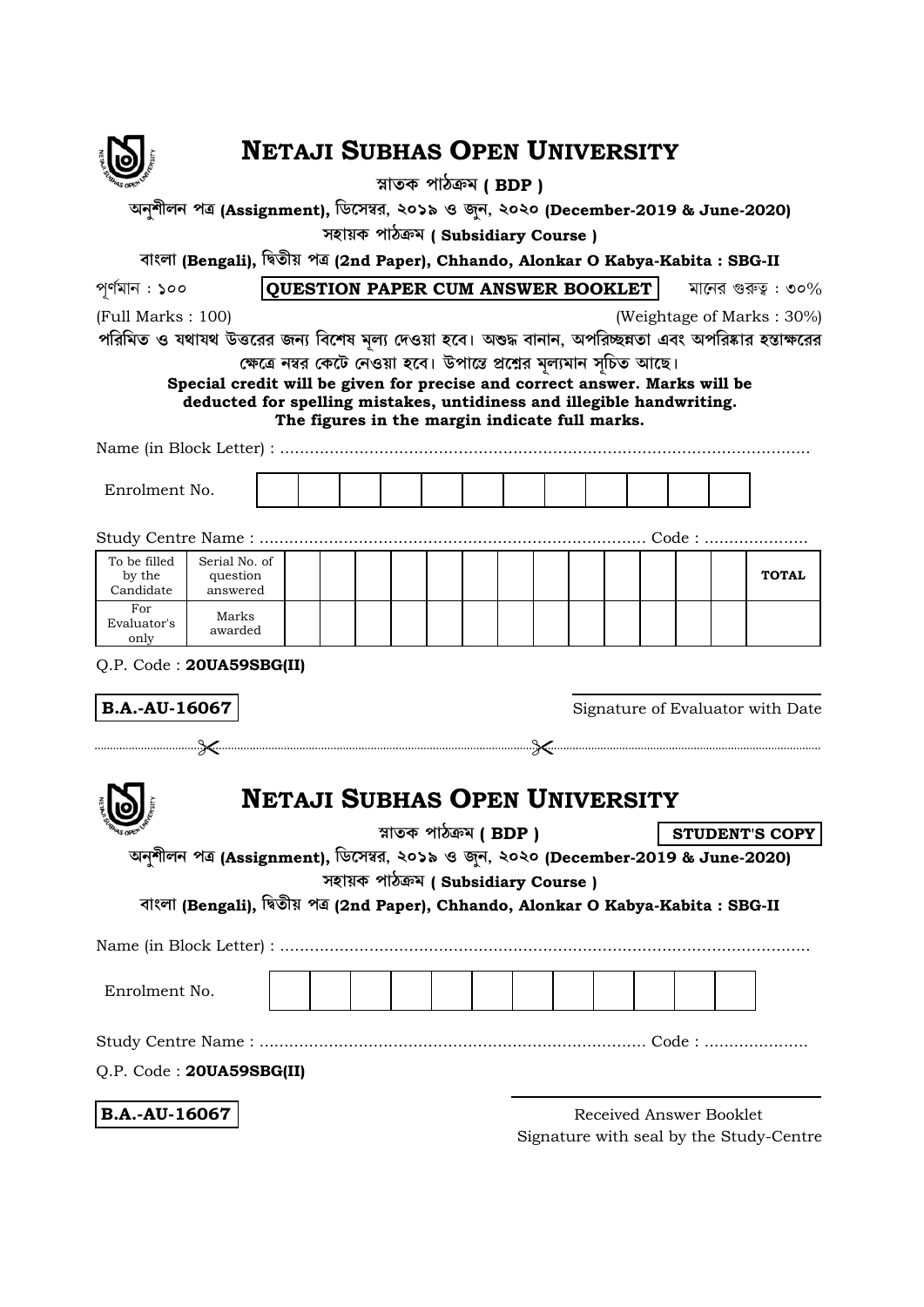# NETAJI SUBHAS OPEN UNIVERSITY

স্নাতক পাঠক্রম ( BDP )

অনুশীলন পত্র (Assignment), ডিসেম্বর, ২০১৯ ও জুন, ২০২০ (December-2019 & June-2020)

সহায়ক পাঠক্রম ( Subsidiary Course )

বাংলা (Bengali), দ্বিতীয় পত্র (2nd Paper), Chhando, Alonkar O Kabya-Kabita : SBG-II

পূর্ণমান : ১০০ | **QUESTION PAPER CUM ANSWER BOOKLET** | মানের গুরুত্ব : ৩০%

(Full Marks : 100) (Weightage of Marks : 30%)

**পরিমিত ও যথাযথ উত্তরের জন্য বিশেষ মূল্য দেওয়া হবে। অশুদ্ধ বানান, অপরিচ্ছন্নতা এবং অপরিষ্কার হস্তাক্ষরের ক্ষেত্রে নম্বর কেটে নেওয়া হবে। উপান্তে প্রশ্নের মূল্যমান সূচিত আছে।**

**Special credit will be given for precise and correct answer. Marks will be deducted for spelling mistakes, untidiness and illegible handwriting. The figures in the margin indicate full marks.**

Name (in Block Letter) : ..........................................................................................................

Enrolment No.

Study Centre Name : ............................................................................ Code : ....................

| To be filled by the Candidate | Serial No. of question answered | | | | | | | | | | | | | | **TOTAL** |
|---|---|---|---|---|---|---|---|---|---|---|---|---|---|---|---|
| For Evaluator's only | Marks awarded | | | | | | | | | | | | | | |

Q.P. Code : **20UA59SBG(II)**

**B.A.-AU-16067**

Signature of Evaluator with Date

---

# NETAJI SUBHAS OPEN UNIVERSITY

স্নাতক পাঠক্রম ( BDP ) **STUDENT'S COPY**

অনুশীলন পত্র (Assignment), ডিসেম্বর, ২০১৯ ও জুন, ২০২০ (December-2019 & June-2020)

সহায়ক পাঠক্রম ( Subsidiary Course )

বাংলা (Bengali), দ্বিতীয় পত্র (2nd Paper), Chhando, Alonkar O Kabya-Kabita : SBG-II

Name (in Block Letter) : ..........................................................................................................

Enrolment No.

Study Centre Name : ............................................................................ Code : ....................

Q.P. Code : **20UA59SBG(II)**

**B.A.-AU-16067**

Received Answer Booklet
Signature with seal by the Study-Centre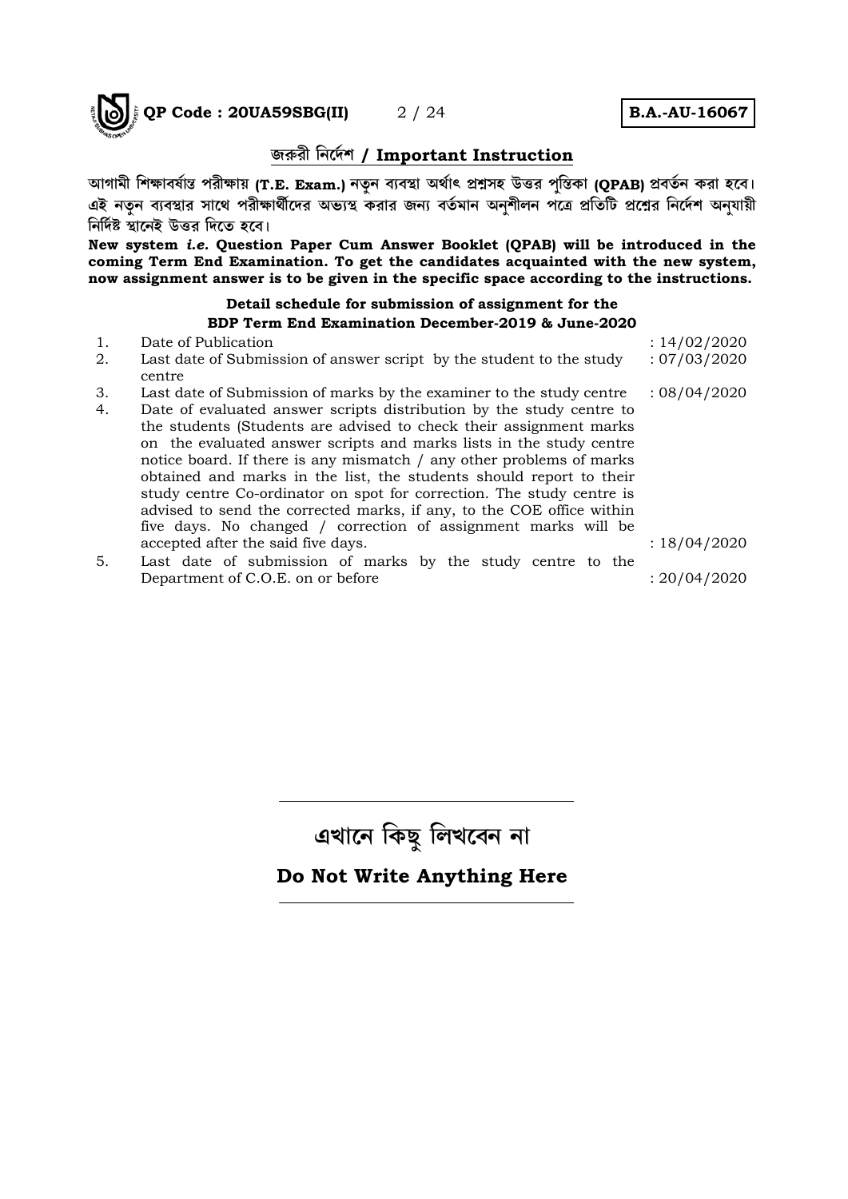## জরুরী নির্দেশ / Important Instruction

আগামী শিক্ষাবর্ষান্ত পরীক্ষায় **(T.E. Exam.)** নতুন ব্যবস্থা অর্থাৎ প্রশ্নসহ উত্তর পুস্তিকা **(QPAB)** প্রবর্তন করা হবে। এই নতুন ব্যবস্থার সাথে পরীক্ষার্থীদের অভ্যস্থ করার জন্য বর্তমান অনুশীলন পত্রে প্রতিটি প্রশ্নের নির্দেশ অনুযায়ী নির্দিষ্ট স্থানেই উত্তর দিতে হবে।

**New system *i.e.* Question Paper Cum Answer Booklet (QPAB) will be introduced in the coming Term End Examination. To get the candidates acquainted with the new system, now assignment answer is to be given in the specific space according to the instructions.**

### Detail schedule for submission of assignment for the BDP Term End Examination December-2019 & June-2020

1. Date of Publication : 14/02/2020
2. Last date of Submission of answer script by the student to the study centre : 07/03/2020
3. Last date of Submission of marks by the examiner to the study centre : 08/04/2020
4. Date of evaluated answer scripts distribution by the study centre to the students (Students are advised to check their assignment marks on the evaluated answer scripts and marks lists in the study centre notice board. If there is any mismatch / any other problems of marks obtained and marks in the list, the students should report to their study centre Co-ordinator on spot for correction. The study centre is advised to send the corrected marks, if any, to the COE office within five days. No changed / correction of assignment marks will be accepted after the said five days. : 18/04/2020
5. Last date of submission of marks by the study centre to the Department of C.O.E. on or before : 20/04/2020

---

## এখানে কিছু লিখবেন না

### Do Not Write Anything Here

---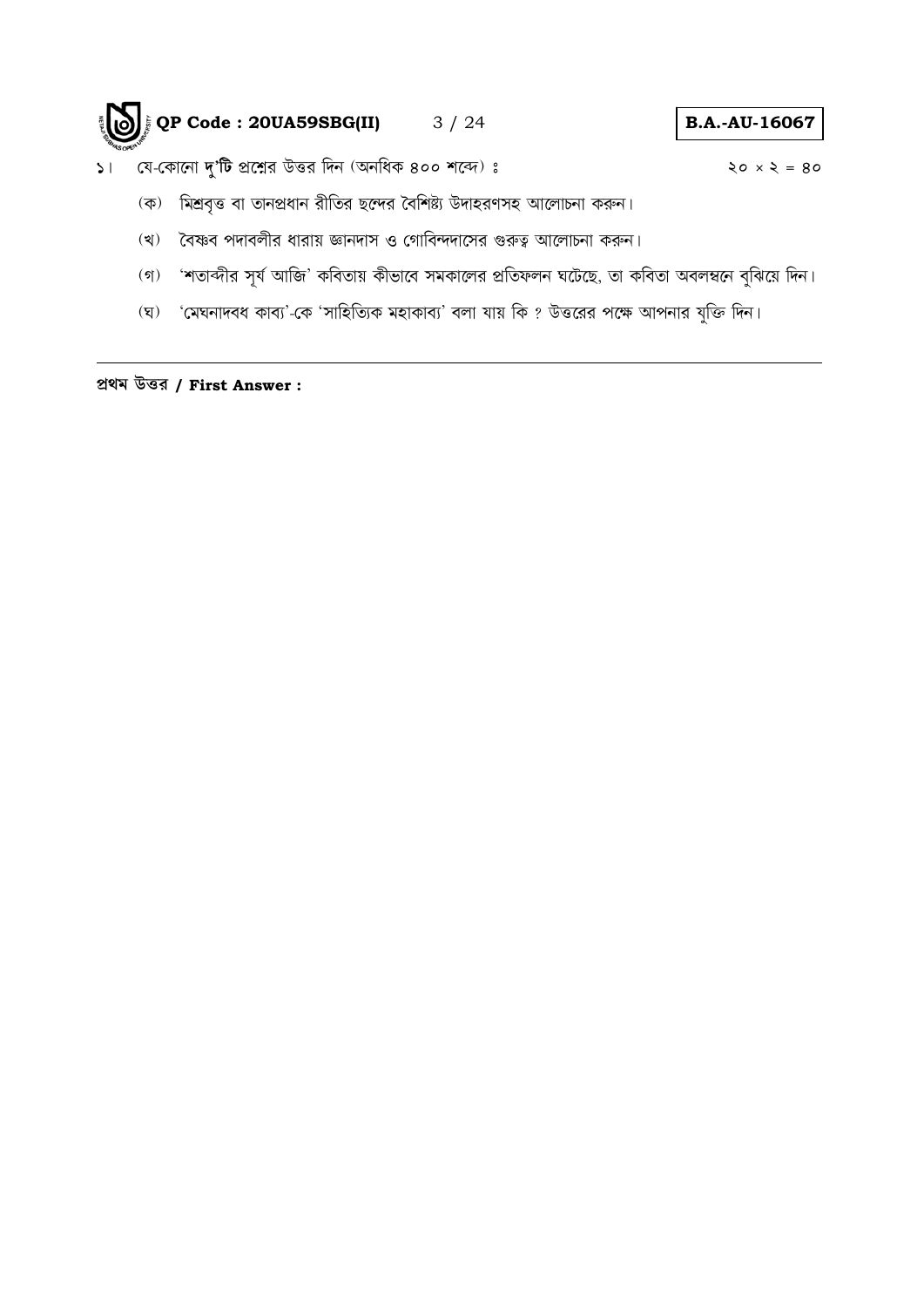১। যে-কোনো **দু'টি** প্রশ্নের উত্তর দিন (অনধিক ৪০০ শব্দে) ঃ ২০ × ২ = ৪০

(ক) মিশ্রবৃত্ত বা তানপ্রধান রীতির ছন্দের বৈশিষ্ট্য উদাহরণসহ আলোচনা করুন।

(খ) বৈষ্ণব পদাবলীর ধারায় জ্ঞানদাস ও গোবিন্দদাসের গুরুত্ব আলোচনা করুন।

(গ) 'শতাব্দীর সূর্য আজি' কবিতায় কীভাবে সমকালের প্রতিফলন ঘটেছে, তা কবিতা অবলম্বনে বুঝিয়ে দিন।

(ঘ) 'মেঘনাদবধ কাব্য'-কে 'সাহিত্যিক মহাকাব্য' বলা যায় কি ? উত্তরের পক্ষে আপনার যুক্তি দিন।

---

**প্রথম উত্তর / First Answer :**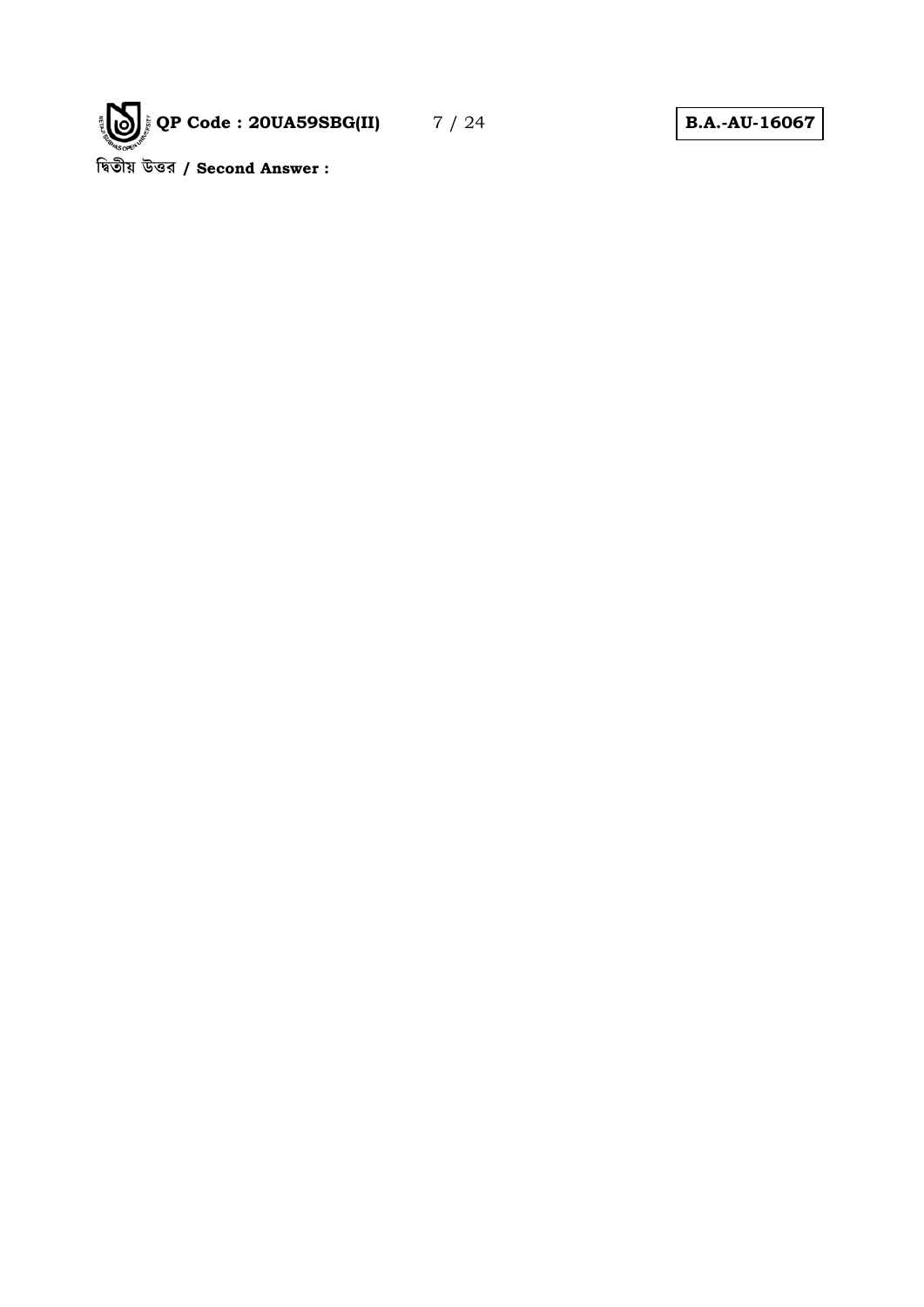দ্বিতীয় উত্তর / **Second Answer :**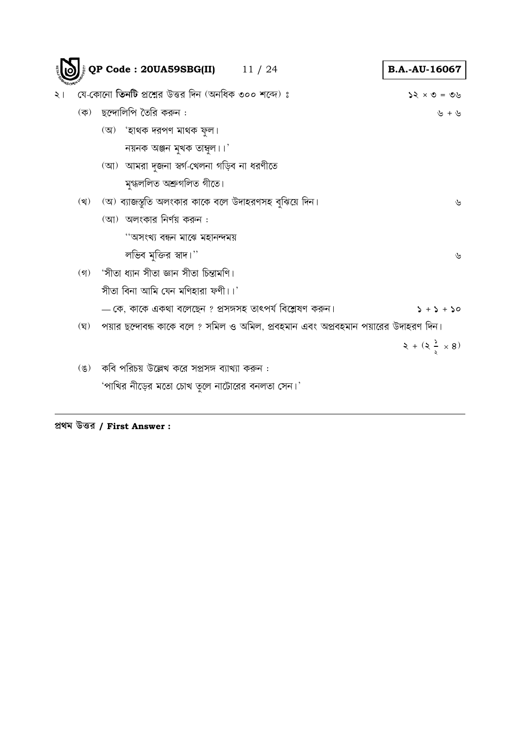২। যে-কোনো **তিনটি** প্রশ্নের উত্তর দিন (অনধিক ৩০০ শব্দে) ঃ $১২ \times ৩ = ৩৬$

(ক) ছন্দোলিপি তৈরি করুন : ৬ + ৬

(অ) 'হাথক দরপণ মাথক ফুল।
নয়নক অঞ্জন মুখক তাম্বুল।।'

(আ) আমরা দুজনা স্বর্গ-খেলনা গড়িব না ধরণীতে
মুগ্ধললিত অশ্রুগলিত গীতে।

(খ) (অ) ব্যাজস্তুতি অলংকার কাকে বলে উদাহরণসহ বুঝিয়ে দিন। ৬

(আ) অলংকার নির্ণয় করুন :
''অসংখ্য বন্ধন মাঝে মহানন্দময়
লভিব মুক্তির স্বাদ।'' ৬

(গ) 'সীতা ধ্যান সীতা জ্ঞান সীতা চিন্তামণি।
সীতা বিনা আমি যেন মণিহারা ফণী।।'
— কে, কাকে একথা বলেছেন ? প্রসঙ্গসহ তাৎপর্য বিশ্লেষণ করুন। ১ + ১ + ১০

(ঘ) পয়ার ছন্দোবন্ধ কাকে বলে ? সমিল ও অমিল, প্রবহমান এবং অপ্রবহমান পয়ারের উদাহরণ দিন।
$২ + (২\frac{১}{২} \times ৪)$

(ঙ) কবি পরিচয় উল্লেখ করে সপ্রসঙ্গ ব্যাখ্যা করুন :
'পাখির নীড়ের মতো চোখ তুলে নাটোরের বনলতা সেন।'

---

**প্রথম উত্তর / First Answer :**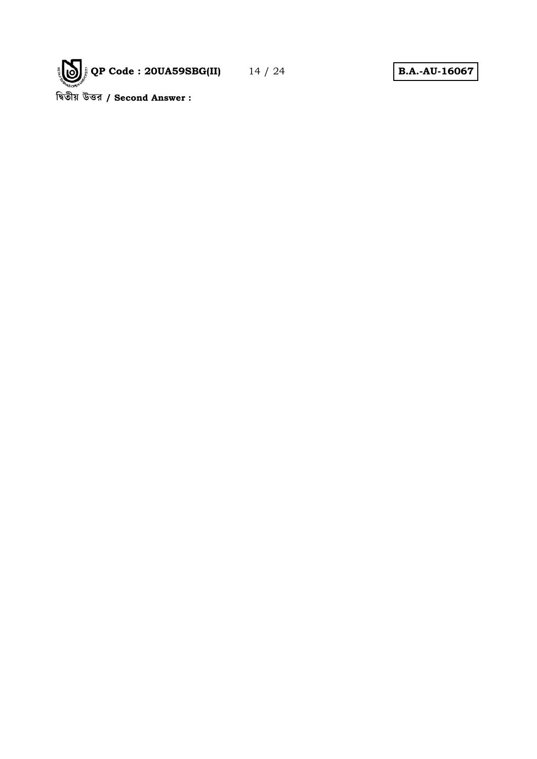দ্বিতীয় উত্তর / **Second Answer :**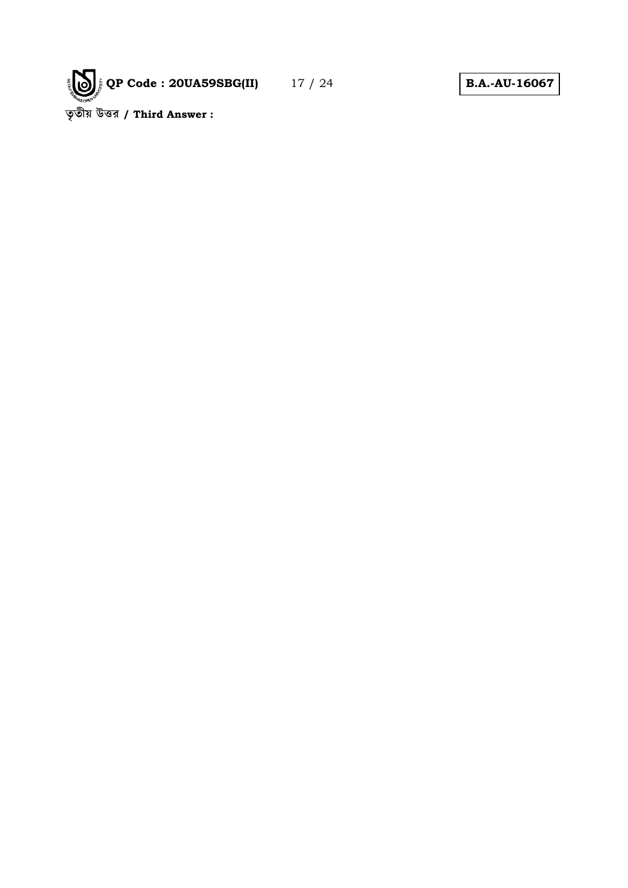তৃতীয় উত্তর / **Third Answer :**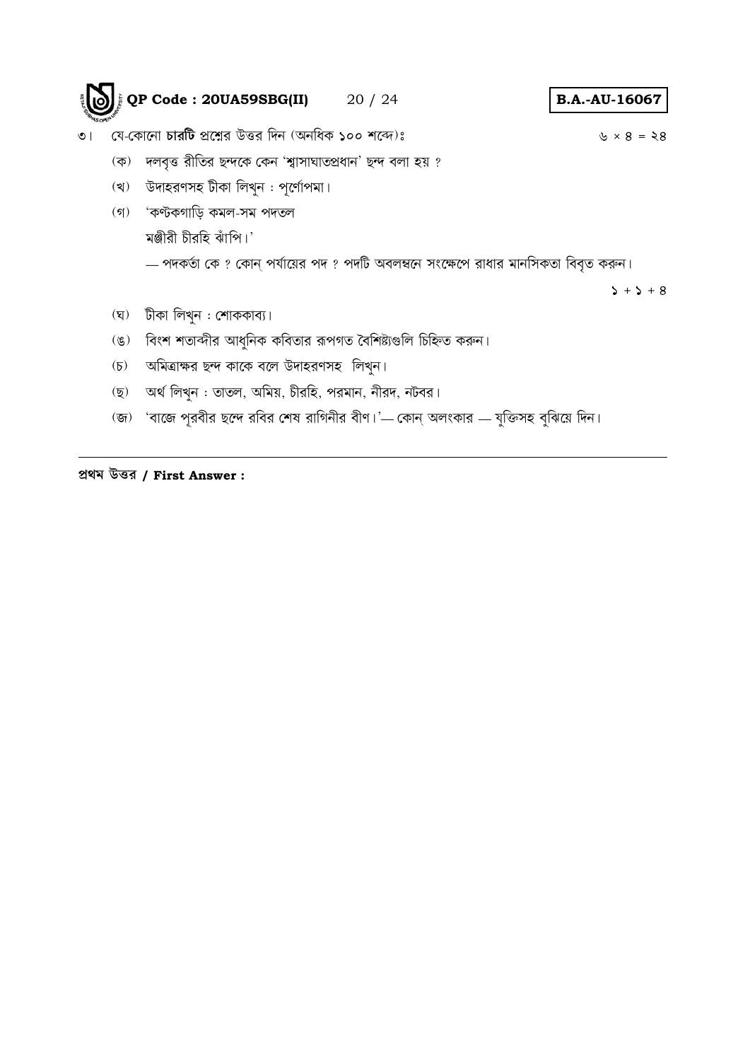৩। যে-কোনো **চারটি** প্রশ্নের উত্তর দিন (অনধিক **১০০** শব্দে)ঃ ৬ × ৪ = ২৪

(ক) দলবৃত্ত রীতির ছন্দকে কেন 'শ্বাসাঘাতপ্রধান' ছন্দ বলা হয় ?

(খ) উদাহরণসহ টীকা লিখুন : পূর্ণোপমা।

(গ) 'কণ্টকগাড়ি কমল-সম পদতল
মঞ্জীরী চীরহি ঝাঁপি।'
— পদকর্তা কে ? কোন্ পর্যায়ের পদ ? পদটি অবলম্বনে সংক্ষেপে রাধার মানসিকতা বিবৃত করুন।
১ + ১ + ৪

(ঘ) টীকা লিখুন : শোককাব্য।

(ঙ) বিংশ শতাব্দীর আধুনিক কবিতার রূপগত বৈশিষ্ট্যগুলি চিহ্নিত করুন।

(চ) অমিত্রাক্ষর ছন্দ কাকে বলে উদাহরণসহ লিখুন।

(ছ) অর্থ লিখুন : তাতল, অমিয়, চীরহি, পরমান, নীরদ, নটবর।

(জ) 'বাজে পূরবীর ছন্দে রবির শেষ রাগিনীর বীণ।'— কোন্ অলংকার — যুক্তিসহ বুঝিয়ে দিন।

---

**প্রথম উত্তর / First Answer :**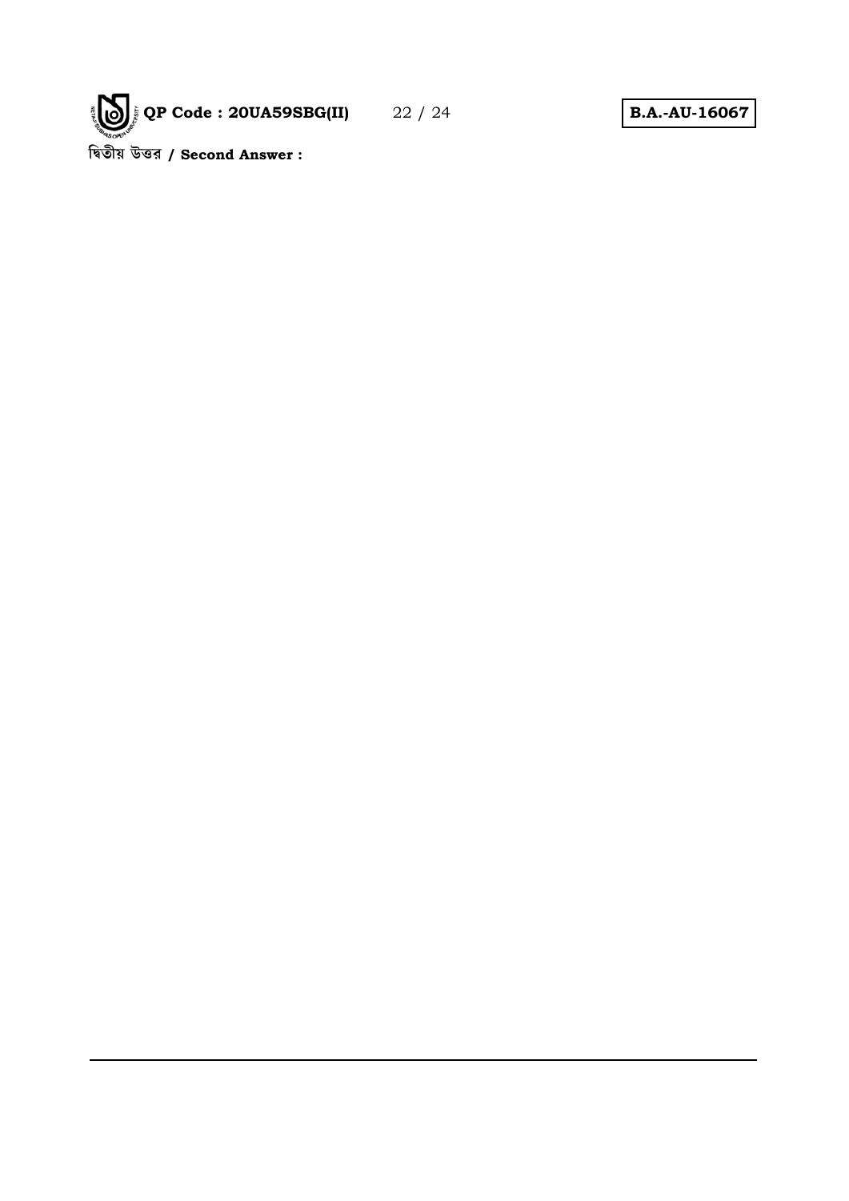দ্বিতীয় উত্তর / **Second Answer :**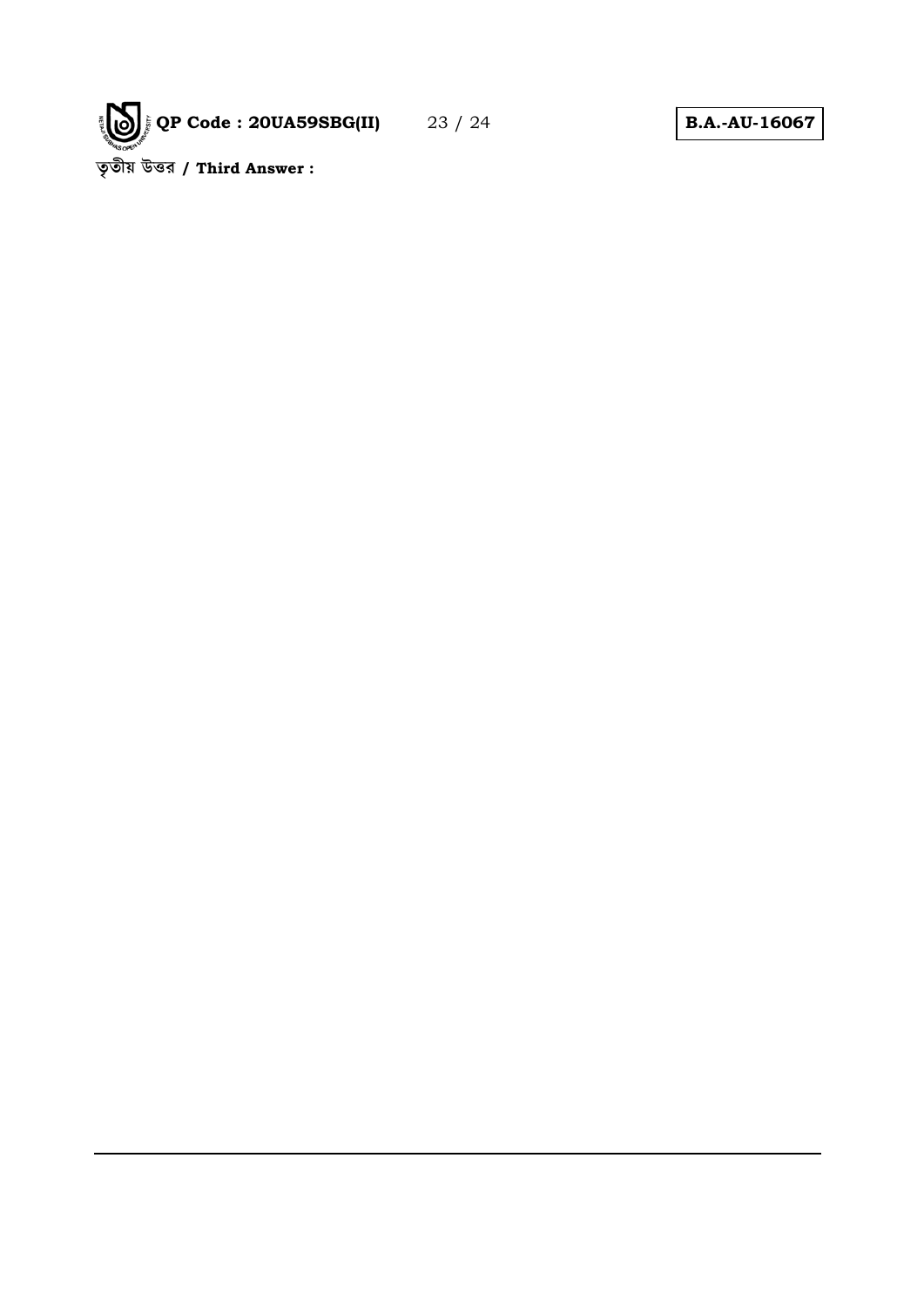তৃতীয় উত্তর / **Third Answer :**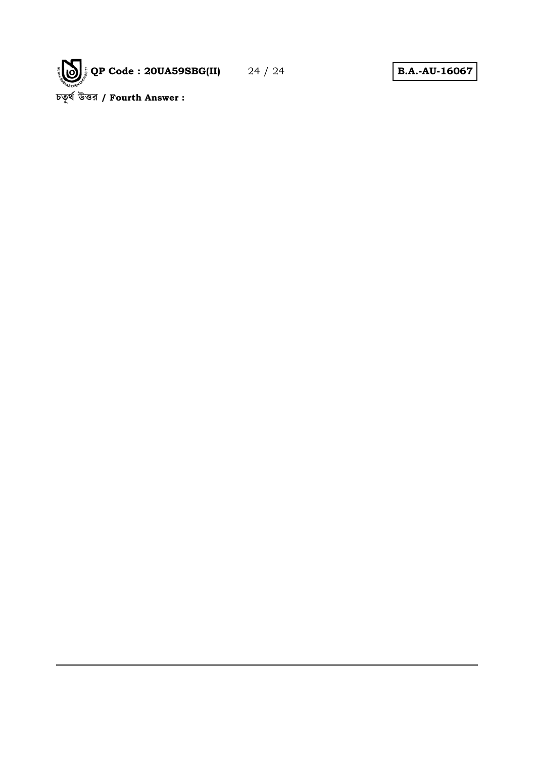চতুর্থ উত্তর **/ Fourth Answer :**